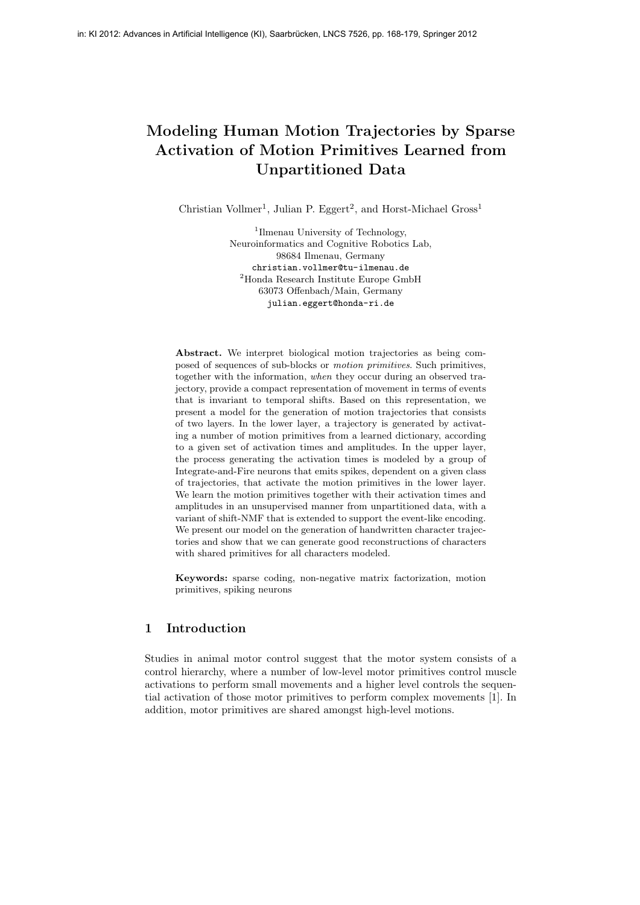in: KI 2012: Advances in Artificial Intelligence (KI), Saarbrücken, LNCS 7526, pp. 168-179, Springer 2012

# Modeling Human Motion Trajectories by Sparse Activation of Motion Primitives Learned from Unpartitioned Data

Christian Vollmer[1], Julian P. Eggert[2], and Horst-Michael Gross[1]

[1]Ilmenau University of Technology,
Neuroinformatics and Cognitive Robotics Lab,
98684 Ilmenau, Germany
christian.vollmer@tu-ilmenau.de
[2]Honda Research Institute Europe GmbH
63073 Offenbach/Main, Germany
julian.eggert@honda-ri.de

**Abstract.** We interpret biological motion trajectories as being composed of sequences of sub-blocks or *motion primitives*. Such primitives, together with the information, *when* they occur during an observed trajectory, provide a compact representation of movement in terms of events that is invariant to temporal shifts. Based on this representation, we present a model for the generation of motion trajectories that consists of two layers. In the lower layer, a trajectory is generated by activating a number of motion primitives from a learned dictionary, according to a given set of activation times and amplitudes. In the upper layer, the process generating the activation times is modeled by a group of Integrate-and-Fire neurons that emits spikes, dependent on a given class of trajectories, that activate the motion primitives in the lower layer. We learn the motion primitives together with their activation times and amplitudes in an unsupervised manner from unpartitioned data, with a variant of shift-NMF that is extended to support the event-like encoding. We present our model on the generation of handwritten character trajectories and show that we can generate good reconstructions of characters with shared primitives for all characters modeled.

**Keywords:** sparse coding, non-negative matrix factorization, motion primitives, spiking neurons

## 1 Introduction

Studies in animal motor control suggest that the motor system consists of a control hierarchy, where a number of low-level motor primitives control muscle activations to perform small movements and a higher level controls the sequential activation of those motor primitives to perform complex movements [1]. In addition, motor primitives are shared amongst high-level motions.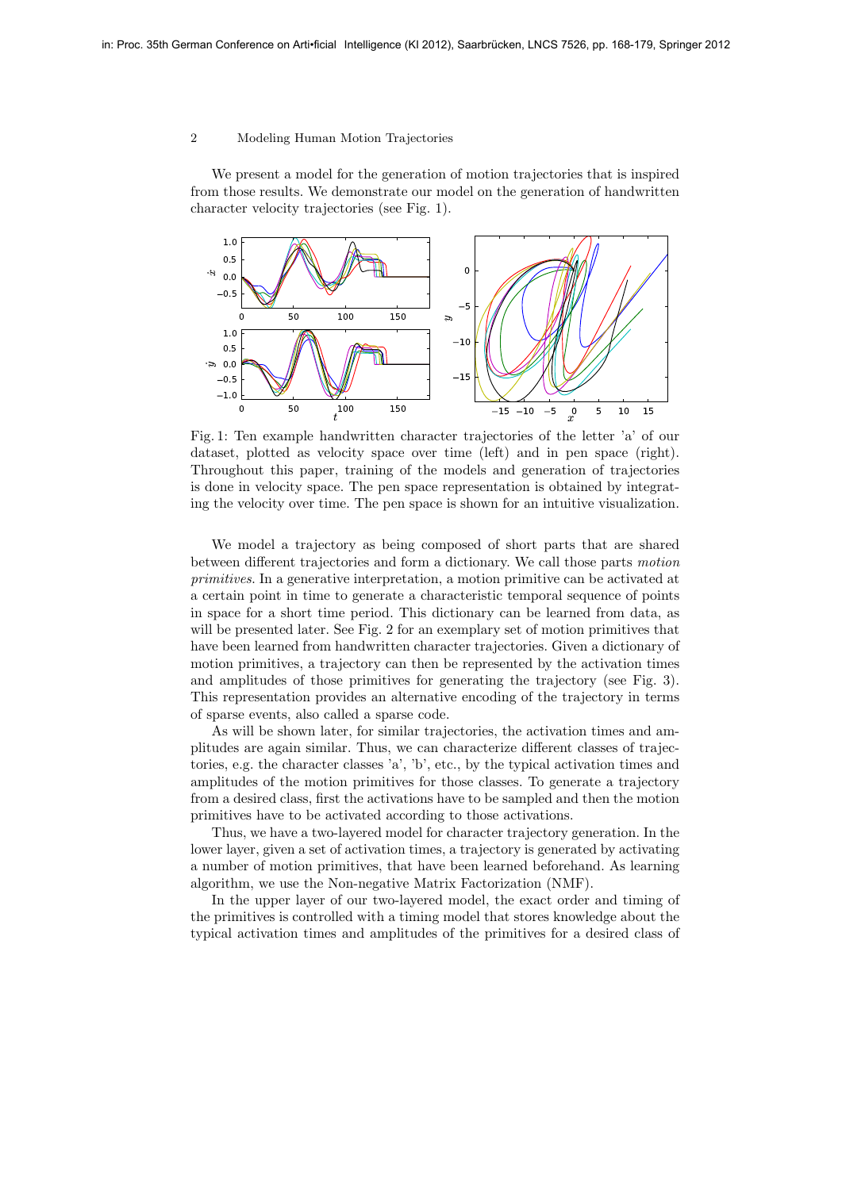We present a model for the generation of motion trajectories that is inspired from those results. We demonstrate our model on the generation of handwritten character velocity trajectories (see Fig. 1).

$\dot{x}$
1.0
0.5
0.0
−0.5
0 50 100 150

$\dot{y}$
1.0
0.5
0.0
−0.5
−1.0
0 50 100 150
$t$

$y$
0
−5
−10
−15
−15 −10 −5 0 5 10 15
$x$

Fig. 1: Ten example handwritten character trajectories of the letter 'a' of our dataset, plotted as velocity space over time (left) and in pen space (right). Throughout this paper, training of the models and generation of trajectories is done in velocity space. The pen space representation is obtained by integrating the velocity over time. The pen space is shown for an intuitive visualization.

We model a trajectory as being composed of short parts that are shared between different trajectories and form a dictionary. We call those parts *motion primitives*. In a generative interpretation, a motion primitive can be activated at a certain point in time to generate a characteristic temporal sequence of points in space for a short time period. This dictionary can be learned from data, as will be presented later. See Fig. 2 for an exemplary set of motion primitives that have been learned from handwritten character trajectories. Given a dictionary of motion primitives, a trajectory can then be represented by the activation times and amplitudes of those primitives for generating the trajectory (see Fig. 3). This representation provides an alternative encoding of the trajectory in terms of sparse events, also called a sparse code.

As will be shown later, for similar trajectories, the activation times and amplitudes are again similar. Thus, we can characterize different classes of trajectories, e.g. the character classes 'a', 'b', etc., by the typical activation times and amplitudes of the motion primitives for those classes. To generate a trajectory from a desired class, first the activations have to be sampled and then the motion primitives have to be activated according to those activations.

Thus, we have a two-layered model for character trajectory generation. In the lower layer, given a set of activation times, a trajectory is generated by activating a number of motion primitives, that have been learned beforehand. As learning algorithm, we use the Non-negative Matrix Factorization (NMF).

In the upper layer of our two-layered model, the exact order and timing of the primitives is controlled with a timing model that stores knowledge about the typical activation times and amplitudes of the primitives for a desired class of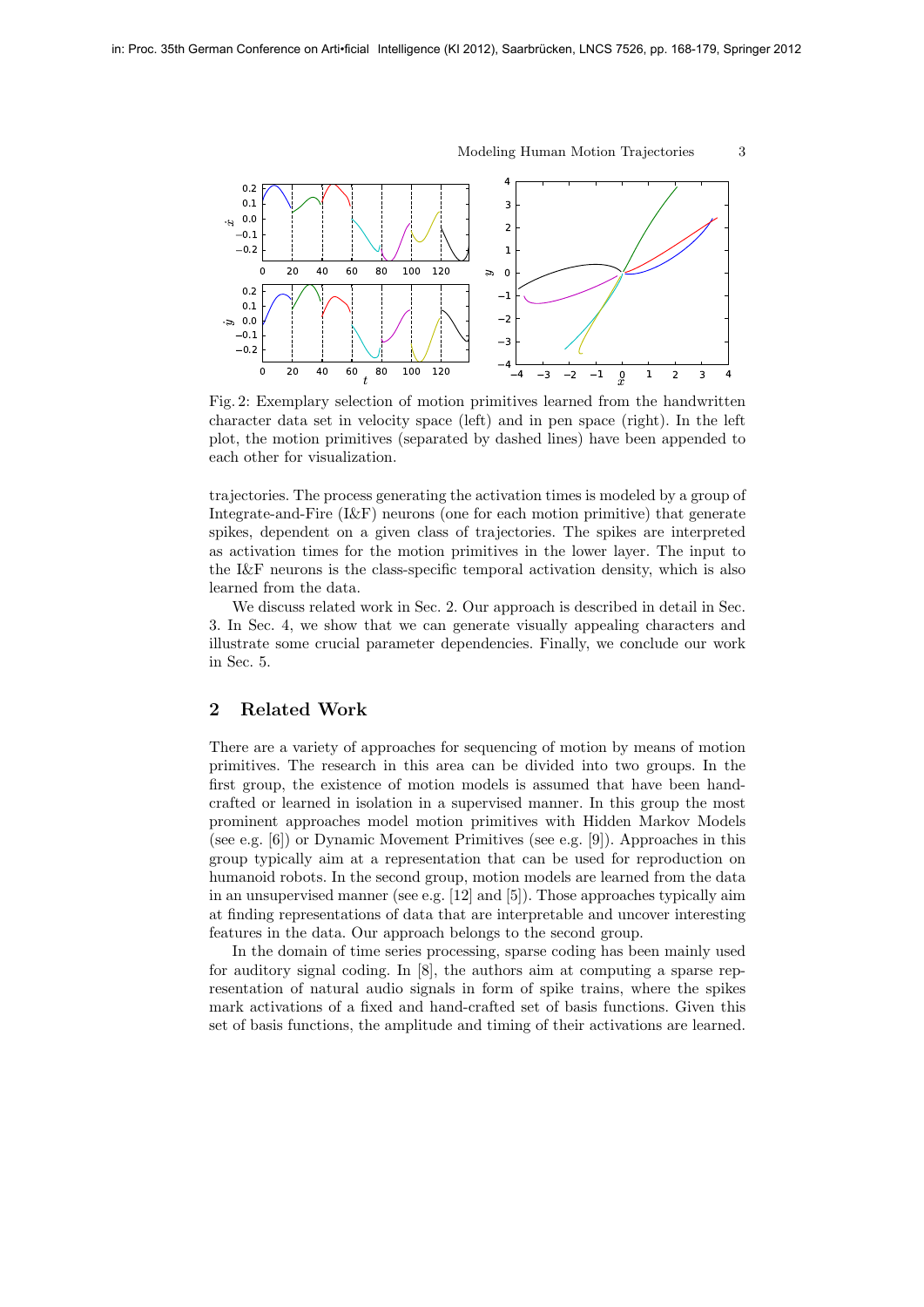Fig. 2: Exemplary selection of motion primitives learned from the handwritten character data set in velocity space (left) and in pen space (right). In the left plot, the motion primitives (separated by dashed lines) have been appended to each other for visualization.

trajectories. The process generating the activation times is modeled by a group of Integrate-and-Fire (I&F) neurons (one for each motion primitive) that generate spikes, dependent on a given class of trajectories. The spikes are interpreted as activation times for the motion primitives in the lower layer. The input to the I&F neurons is the class-specific temporal activation density, which is also learned from the data.

We discuss related work in Sec. 2. Our approach is described in detail in Sec. 3. In Sec. 4, we show that we can generate visually appealing characters and illustrate some crucial parameter dependencies. Finally, we conclude our work in Sec. 5.

## 2 Related Work

There are a variety of approaches for sequencing of motion by means of motion primitives. The research in this area can be divided into two groups. In the first group, the existence of motion models is assumed that have been handcrafted or learned in isolation in a supervised manner. In this group the most prominent approaches model motion primitives with Hidden Markov Models (see e.g. [6]) or Dynamic Movement Primitives (see e.g. [9]). Approaches in this group typically aim at a representation that can be used for reproduction on humanoid robots. In the second group, motion models are learned from the data in an unsupervised manner (see e.g. [12] and [5]). Those approaches typically aim at finding representations of data that are interpretable and uncover interesting features in the data. Our approach belongs to the second group.

In the domain of time series processing, sparse coding has been mainly used for auditory signal coding. In [8], the authors aim at computing a sparse representation of natural audio signals in form of spike trains, where the spikes mark activations of a fixed and hand-crafted set of basis functions. Given this set of basis functions, the amplitude and timing of their activations are learned.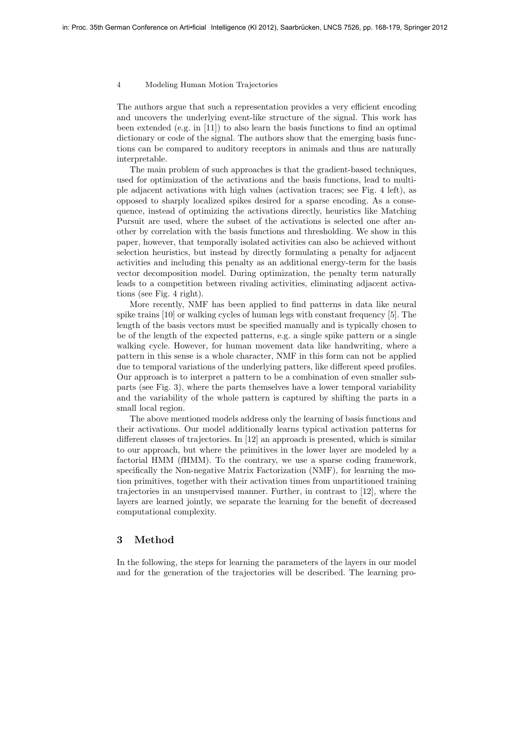The authors argue that such a representation provides a very efficient encoding and uncovers the underlying event-like structure of the signal. This work has been extended (e.g. in [11]) to also learn the basis functions to find an optimal dictionary or code of the signal. The authors show that the emerging basis functions can be compared to auditory receptors in animals and thus are naturally interpretable.

The main problem of such approaches is that the gradient-based techniques, used for optimization of the activations and the basis functions, lead to multiple adjacent activations with high values (activation traces; see Fig. 4 left), as opposed to sharply localized spikes desired for a sparse encoding. As a consequence, instead of optimizing the activations directly, heuristics like Matching Pursuit are used, where the subset of the activations is selected one after another by correlation with the basis functions and thresholding. We show in this paper, however, that temporally isolated activities can also be achieved without selection heuristics, but instead by directly formulating a penalty for adjacent activities and including this penalty as an additional energy-term for the basis vector decomposition model. During optimization, the penalty term naturally leads to a competition between rivaling activities, eliminating adjacent activations (see Fig. 4 right).

More recently, NMF has been applied to find patterns in data like neural spike trains [10] or walking cycles of human legs with constant frequency [5]. The length of the basis vectors must be specified manually and is typically chosen to be of the length of the expected patterns, e.g. a single spike pattern or a single walking cycle. However, for human movement data like handwriting, where a pattern in this sense is a whole character, NMF in this form can not be applied due to temporal variations of the underlying patters, like different speed profiles. Our approach is to interpret a pattern to be a combination of even smaller subparts (see Fig. 3), where the parts themselves have a lower temporal variability and the variability of the whole pattern is captured by shifting the parts in a small local region.

The above mentioned models address only the learning of basis functions and their activations. Our model additionally learns typical activation patterns for different classes of trajectories. In [12] an approach is presented, which is similar to our approach, but where the primitives in the lower layer are modeled by a factorial HMM (fHMM). To the contrary, we use a sparse coding framework, specifically the Non-negative Matrix Factorization (NMF), for learning the motion primitives, together with their activation times from unpartitioned training trajectories in an unsupervised manner. Further, in contrast to [12], where the layers are learned jointly, we separate the learning for the benefit of decreased computational complexity.

## 3 Method

In the following, the steps for learning the parameters of the layers in our model and for the generation of the trajectories will be described. The learning pro-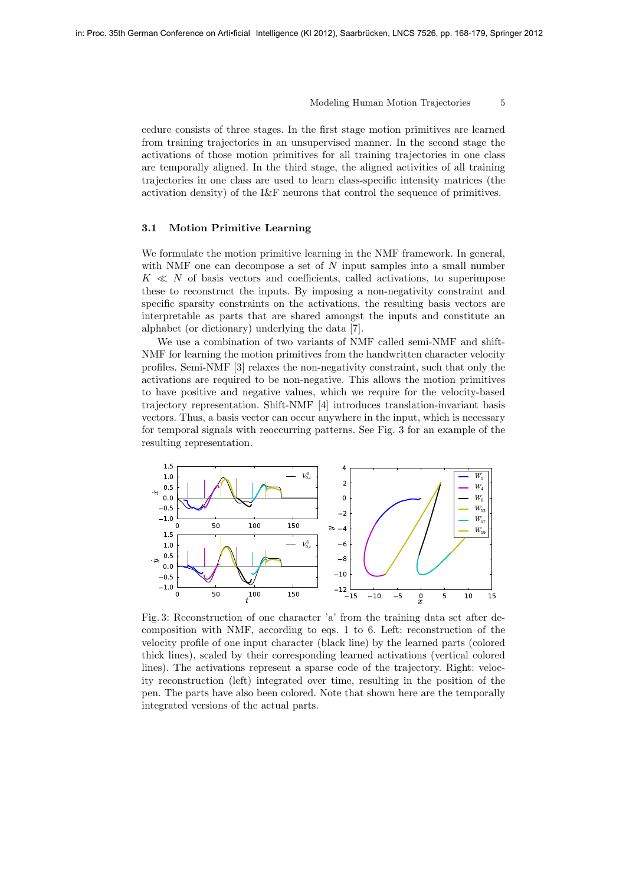cedure consists of three stages. In the first stage motion primitives are learned from training trajectories in an unsupervised manner. In the second stage the activations of those motion primitives for all training trajectories in one class are temporally aligned. In the third stage, the aligned activities of all training trajectories in one class are used to learn class-specific intensity matrices (the activation density) of the I&F neurons that control the sequence of primitives.

### 3.1 Motion Primitive Learning

We formulate the motion primitive learning in the NMF framework. In general, with NMF one can decompose a set of $N$ input samples into a small number $K \ll N$ of basis vectors and coefficients, called activations, to superimpose these to reconstruct the inputs. By imposing a non-negativity constraint and specific sparsity constraints on the activations, the resulting basis vectors are interpretable as parts that are shared amongst the inputs and constitute an alphabet (or dictionary) underlying the data [7].

We use a combination of two variants of NMF called semi-NMF and shift-NMF for learning the motion primitives from the handwritten character velocity profiles. Semi-NMF [3] relaxes the non-negativity constraint, such that only the activations are required to be non-negative. This allows the motion primitives to have positive and negative values, which we require for the velocity-based trajectory representation. Shift-NMF [4] introduces translation-invariant basis vectors. Thus, a basis vector can occur anywhere in the input, which is necessary for temporal signals with reoccurring patterns. See Fig. 3 for an example of the resulting representation.

Fig. 3: Reconstruction of one character 'a' from the training data set after decomposition with NMF, according to eqs. 1 to 6. Left: reconstruction of the velocity profile of one input character (black line) by the learned parts (colored thick lines), scaled by their corresponding learned activations (vertical colored lines). The activations represent a sparse code of the trajectory. Right: velocity reconstruction (left) integrated over time, resulting in the position of the pen. The parts have also been colored. Note that shown here are the temporally integrated versions of the actual parts.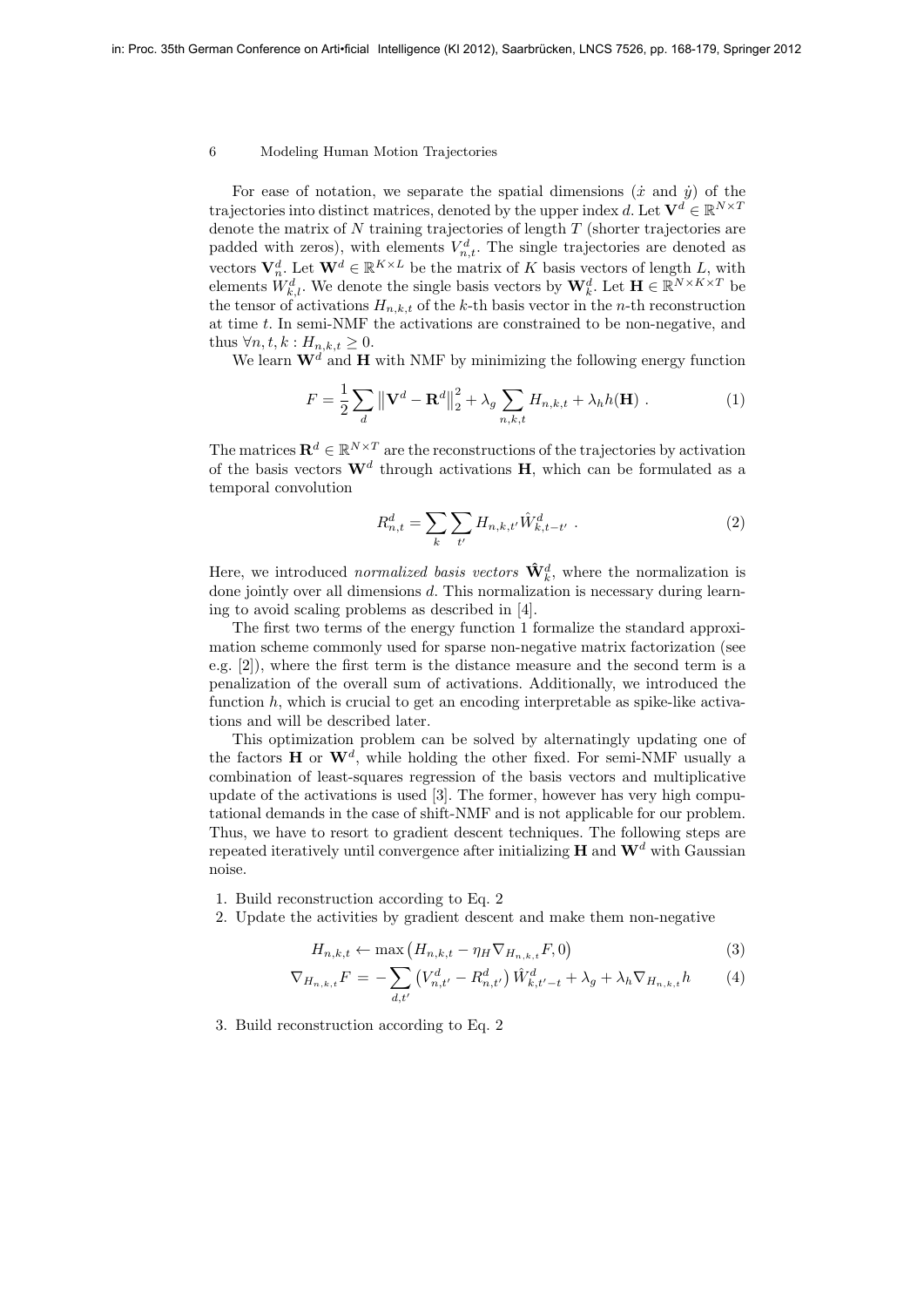For ease of notation, we separate the spatial dimensions ($\dot{x}$ and $\dot{y}$) of the trajectories into distinct matrices, denoted by the upper index $d$. Let $\mathbf{V}^d \in \mathbb{R}^{N \times T}$ denote the matrix of $N$ training trajectories of length $T$ (shorter trajectories are padded with zeros), with elements $V^d_{n,t}$. The single trajectories are denoted as vectors $\mathbf{V}^d_n$. Let $\mathbf{W}^d \in \mathbb{R}^{K \times L}$ be the matrix of $K$ basis vectors of length $L$, with elements $W^d_{k,l}$. We denote the single basis vectors by $\mathbf{W}^d_k$. Let $\mathbf{H} \in \mathbb{R}^{N \times K \times T}$ be the tensor of activations $H_{n,k,t}$ of the $k$-th basis vector in the $n$-th reconstruction at time $t$. In semi-NMF the activations are constrained to be non-negative, and thus $\forall n, t, k : H_{n,k,t} \geq 0$.

We learn $\mathbf{W}^d$ and $\mathbf{H}$ with NMF by minimizing the following energy function

$$F = \frac{1}{2} \sum_d \left\| \mathbf{V}^d - \mathbf{R}^d \right\|_2^2 + \lambda_g \sum_{n,k,t} H_{n,k,t} + \lambda_h h(\mathbf{H}) \ . \tag{1}$$

The matrices $\mathbf{R}^d \in \mathbb{R}^{N \times T}$ are the reconstructions of the trajectories by activation of the basis vectors $\mathbf{W}^d$ through activations $\mathbf{H}$, which can be formulated as a temporal convolution

$$R^d_{n,t} = \sum_k \sum_{t'} H_{n,k,t'} \hat{W}^d_{k,t-t'} \ . \tag{2}$$

Here, we introduced *normalized basis vectors* $\hat{\mathbf{W}}^d_k$, where the normalization is done jointly over all dimensions $d$. This normalization is necessary during learning to avoid scaling problems as described in [4].

The first two terms of the energy function 1 formalize the standard approximation scheme commonly used for sparse non-negative matrix factorization (see e.g. [2]), where the first term is the distance measure and the second term is a penalization of the overall sum of activations. Additionally, we introduced the function $h$, which is crucial to get an encoding interpretable as spike-like activations and will be described later.

This optimization problem can be solved by alternatingly updating one of the factors $\mathbf{H}$ or $\mathbf{W}^d$, while holding the other fixed. For semi-NMF usually a combination of least-squares regression of the basis vectors and multiplicative update of the activations is used [3]. The former, however has very high computational demands in the case of shift-NMF and is not applicable for our problem. Thus, we have to resort to gradient descent techniques. The following steps are repeated iteratively until convergence after initializing $\mathbf{H}$ and $\mathbf{W}^d$ with Gaussian noise.

1. Build reconstruction according to Eq. 2
2. Update the activities by gradient descent and make them non-negative

$$H_{n,k,t} \leftarrow \max\left(H_{n,k,t} - \eta_H \nabla_{H_{n,k,t}} F, 0\right) \tag{3}$$

$$\nabla_{H_{n,k,t}} F = -\sum_{d,t'} \left(V^d_{n,t'} - R^d_{n,t'}\right) \hat{W}^d_{k,t'-t} + \lambda_g + \lambda_h \nabla_{H_{n,k,t}} h \tag{4}$$

3. Build reconstruction according to Eq. 2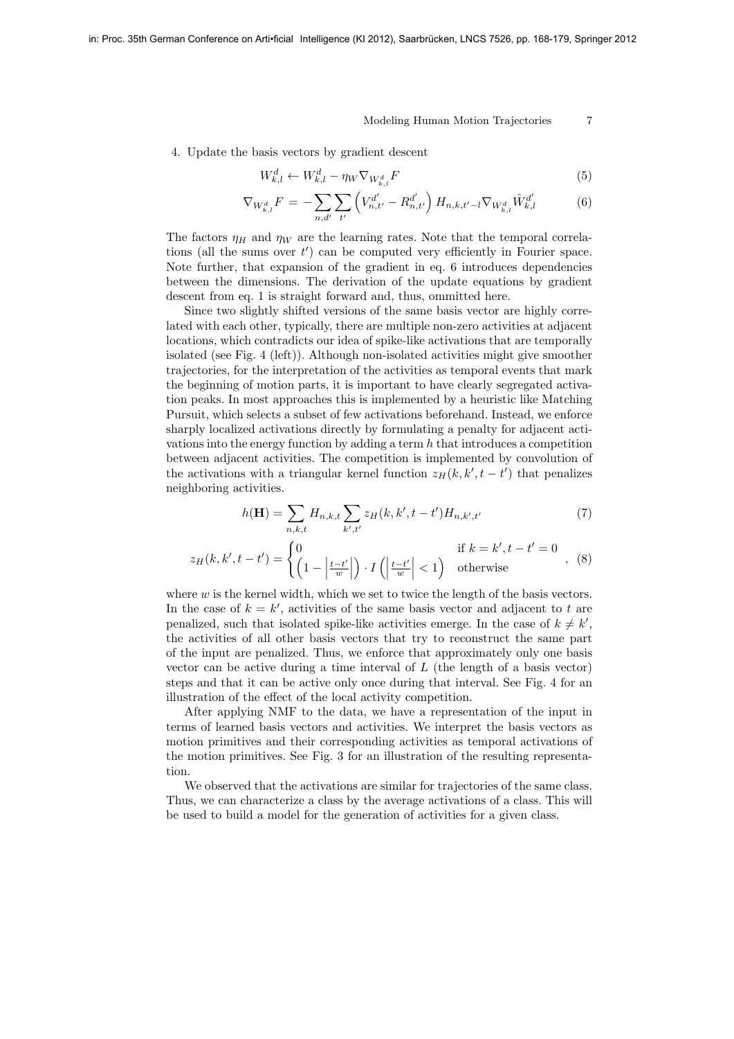4. Update the basis vectors by gradient descent

$$W_{k,l}^d \leftarrow W_{k,l}^d - \eta_W \nabla_{W_{k,l}^d} F \tag{5}$$

$$\nabla_{W_{k,l}^d} F = -\sum_{n,d'} \sum_{t'} \left( V_{n,t'}^{d'} - R_{n,t'}^{d'} \right) H_{n,k,t'-l} \nabla_{W_{k,l}^d} \hat{W}_{k,l}^{d'} \tag{6}$$

The factors $\eta_H$ and $\eta_W$ are the learning rates. Note that the temporal correlations (all the sums over $t'$) can be computed very efficiently in Fourier space. Note further, that expansion of the gradient in eq. 6 introduces dependencies between the dimensions. The derivation of the update equations by gradient descent from eq. 1 is straight forward and, thus, ommitted here.

Since two slightly shifted versions of the same basis vector are highly correlated with each other, typically, there are multiple non-zero activities at adjacent locations, which contradicts our idea of spike-like activations that are temporally isolated (see Fig. 4 (left)). Although non-isolated activities might give smoother trajectories, for the interpretation of the activities as temporal events that mark the beginning of motion parts, it is important to have clearly segregated activation peaks. In most approaches this is implemented by a heuristic like Matching Pursuit, which selects a subset of few activations beforehand. Instead, we enforce sharply localized activations directly by formulating a penalty for adjacent activations into the energy function by adding a term $h$ that introduces a competition between adjacent activities. The competition is implemented by convolution of the activations with a triangular kernel function $z_H(k, k', t - t')$ that penalizes neighboring activities.

$$h(\mathbf{H}) = \sum_{n,k,t} H_{n,k,t} \sum_{k',t'} z_H(k, k', t - t') H_{n,k',t'} \tag{7}$$

$$z_H(k, k', t - t') = \begin{cases} 0 & \text{if } k = k', t - t' = 0 \\ \left(1 - \left|\frac{t-t'}{w}\right|\right) \cdot I\left(\left|\frac{t-t'}{w}\right| < 1\right) & \text{otherwise} \end{cases} , \tag{8}$$

where $w$ is the kernel width, which we set to twice the length of the basis vectors. In the case of $k = k'$, activities of the same basis vector and adjacent to $t$ are penalized, such that isolated spike-like activities emerge. In the case of $k \neq k'$, the activities of all other basis vectors that try to reconstruct the same part of the input are penalized. Thus, we enforce that approximately only one basis vector can be active during a time interval of $L$ (the length of a basis vector) steps and that it can be active only once during that interval. See Fig. 4 for an illustration of the effect of the local activity competition.

After applying NMF to the data, we have a representation of the input in terms of learned basis vectors and activities. We interpret the basis vectors as motion primitives and their corresponding activities as temporal activations of the motion primitives. See Fig. 3 for an illustration of the resulting representation.

We observed that the activations are similar for trajectories of the same class. Thus, we can characterize a class by the average activations of a class. This will be used to build a model for the generation of activities for a given class.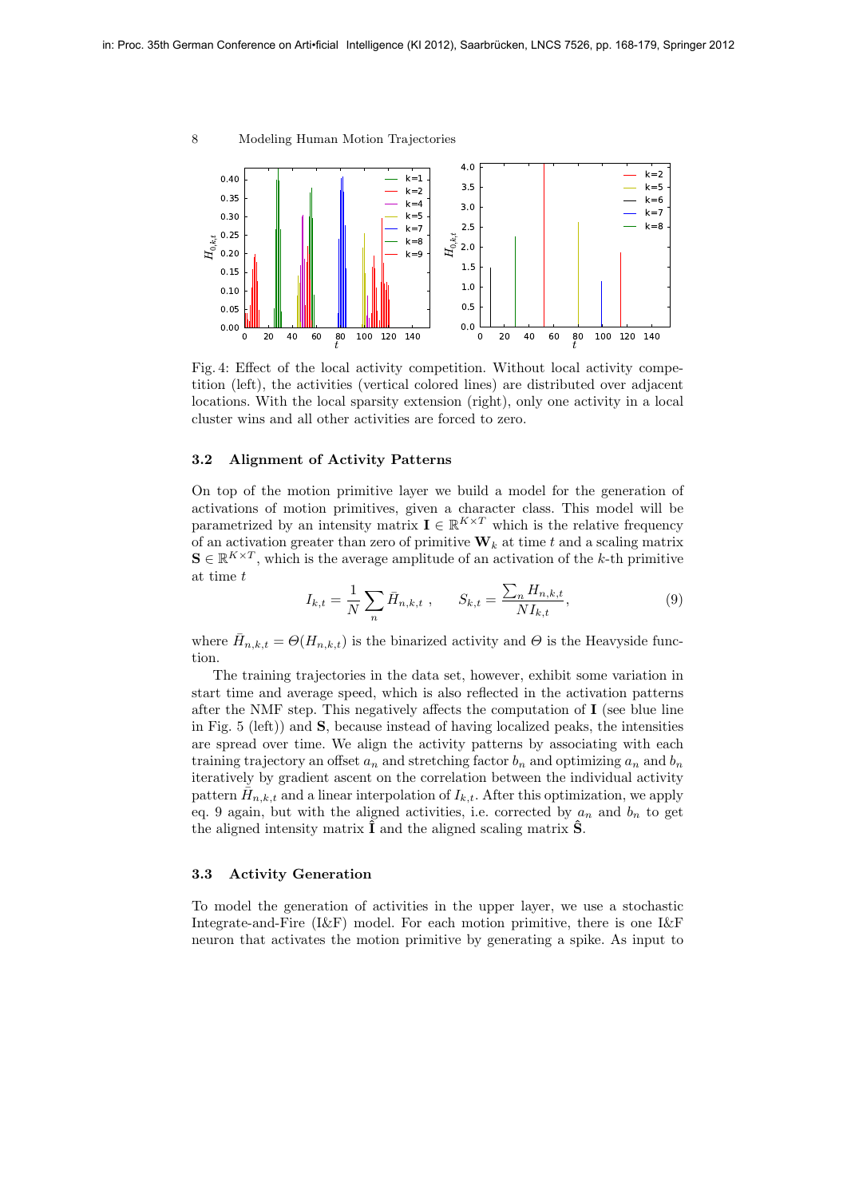Fig. 4: Effect of the local activity competition. Without local activity competition (left), the activities (vertical colored lines) are distributed over adjacent locations. With the local sparsity extension (right), only one activity in a local cluster wins and all other activities are forced to zero.

### 3.2 Alignment of Activity Patterns

On top of the motion primitive layer we build a model for the generation of activations of motion primitives, given a character class. This model will be parametrized by an intensity matrix $\mathbf{I} \in \mathbb{R}^{K \times T}$ which is the relative frequency of an activation greater than zero of primitive $\mathbf{W}_k$ at time $t$ and a scaling matrix $\mathbf{S} \in \mathbb{R}^{K \times T}$, which is the average amplitude of an activation of the $k$-th primitive at time $t$

$$I_{k,t} = \frac{1}{N} \sum_n \bar{H}_{n,k,t} \ , \qquad S_{k,t} = \frac{\sum_n H_{n,k,t}}{N I_{k,t}}, \tag{9}$$

where $\bar{H}_{n,k,t} = \Theta(H_{n,k,t})$ is the binarized activity and $\Theta$ is the Heavyside function.

The training trajectories in the data set, however, exhibit some variation in start time and average speed, which is also reflected in the activation patterns after the NMF step. This negatively affects the computation of $\mathbf{I}$ (see blue line in Fig. 5 (left)) and $\mathbf{S}$, because instead of having localized peaks, the intensities are spread over time. We align the activity patterns by associating with each training trajectory an offset $a_n$ and stretching factor $b_n$ and optimizing $a_n$ and $b_n$ iteratively by gradient ascent on the correlation between the individual activity pattern $\bar{H}_{n,k,t}$ and a linear interpolation of $I_{k,t}$. After this optimization, we apply eq. 9 again, but with the aligned activities, i.e. corrected by $a_n$ and $b_n$ to get the aligned intensity matrix $\hat{\mathbf{I}}$ and the aligned scaling matrix $\hat{\mathbf{S}}$.

### 3.3 Activity Generation

To model the generation of activities in the upper layer, we use a stochastic Integrate-and-Fire (I&F) model. For each motion primitive, there is one I&F neuron that activates the motion primitive by generating a spike. As input to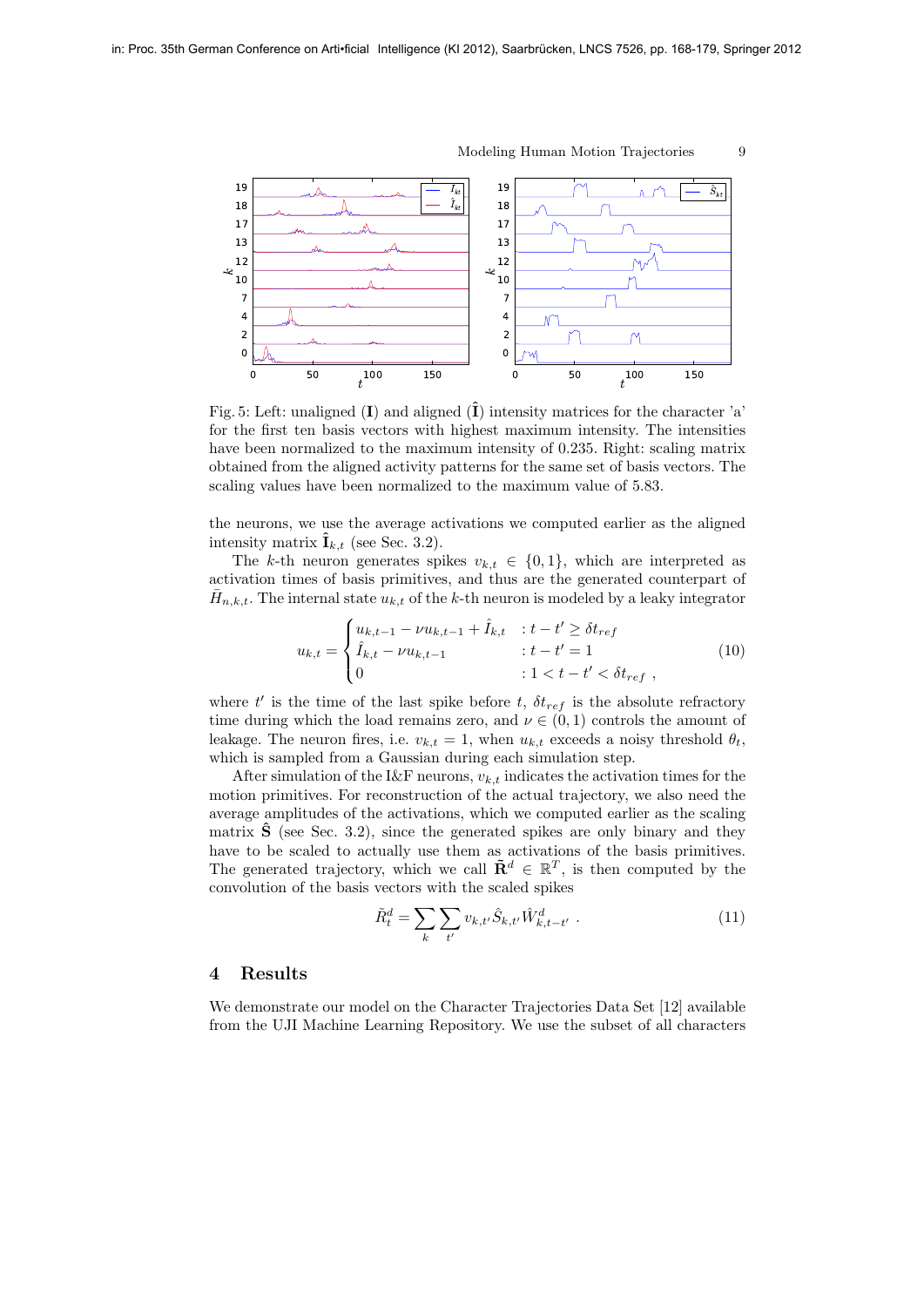Fig. 5: Left: unaligned ($\mathbf{I}$) and aligned ($\hat{\mathbf{I}}$) intensity matrices for the character 'a' for the first ten basis vectors with highest maximum intensity. The intensities have been normalized to the maximum intensity of 0.235. Right: scaling matrix obtained from the aligned activity patterns for the same set of basis vectors. The scaling values have been normalized to the maximum value of 5.83.

the neurons, we use the average activations we computed earlier as the aligned intensity matrix $\hat{\mathbf{I}}_{k,t}$ (see Sec. 3.2).

The $k$-th neuron generates spikes $v_{k,t} \in \{0, 1\}$, which are interpreted as activation times of basis primitives, and thus are the generated counterpart of $\bar{H}_{n,k,t}$. The internal state $u_{k,t}$ of the $k$-th neuron is modeled by a leaky integrator

$$u_{k,t} = \begin{cases} u_{k,t-1} - \nu u_{k,t-1} + \hat{I}_{k,t} & : t - t' \geq \delta t_{ref} \\ \hat{I}_{k,t} - \nu u_{k,t-1} & : t - t' = 1 \\ 0 & : 1 < t - t' < \delta t_{ref} \end{cases} , \tag{10}$$

where $t'$ is the time of the last spike before $t$, $\delta t_{ref}$ is the absolute refractory time during which the load remains zero, and $\nu \in (0, 1)$ controls the amount of leakage. The neuron fires, i.e. $v_{k,t} = 1$, when $u_{k,t}$ exceeds a noisy threshold $\theta_t$, which is sampled from a Gaussian during each simulation step.

After simulation of the I&F neurons, $v_{k,t}$ indicates the activation times for the motion primitives. For reconstruction of the actual trajectory, we also need the average amplitudes of the activations, which we computed earlier as the scaling matrix $\hat{\mathbf{S}}$ (see Sec. 3.2), since the generated spikes are only binary and they have to be scaled to actually use them as activations of the basis primitives. The generated trajectory, which we call $\tilde{\mathbf{R}}^d \in \mathbb{R}^T$, is then computed by the convolution of the basis vectors with the scaled spikes

$$\tilde{R}^d_t = \sum_k \sum_{t'} v_{k,t'} \hat{S}_{k,t'} \hat{W}^d_{k,t-t'} . \tag{11}$$

## 4 Results

We demonstrate our model on the Character Trajectories Data Set [12] available from the UJI Machine Learning Repository. We use the subset of all characters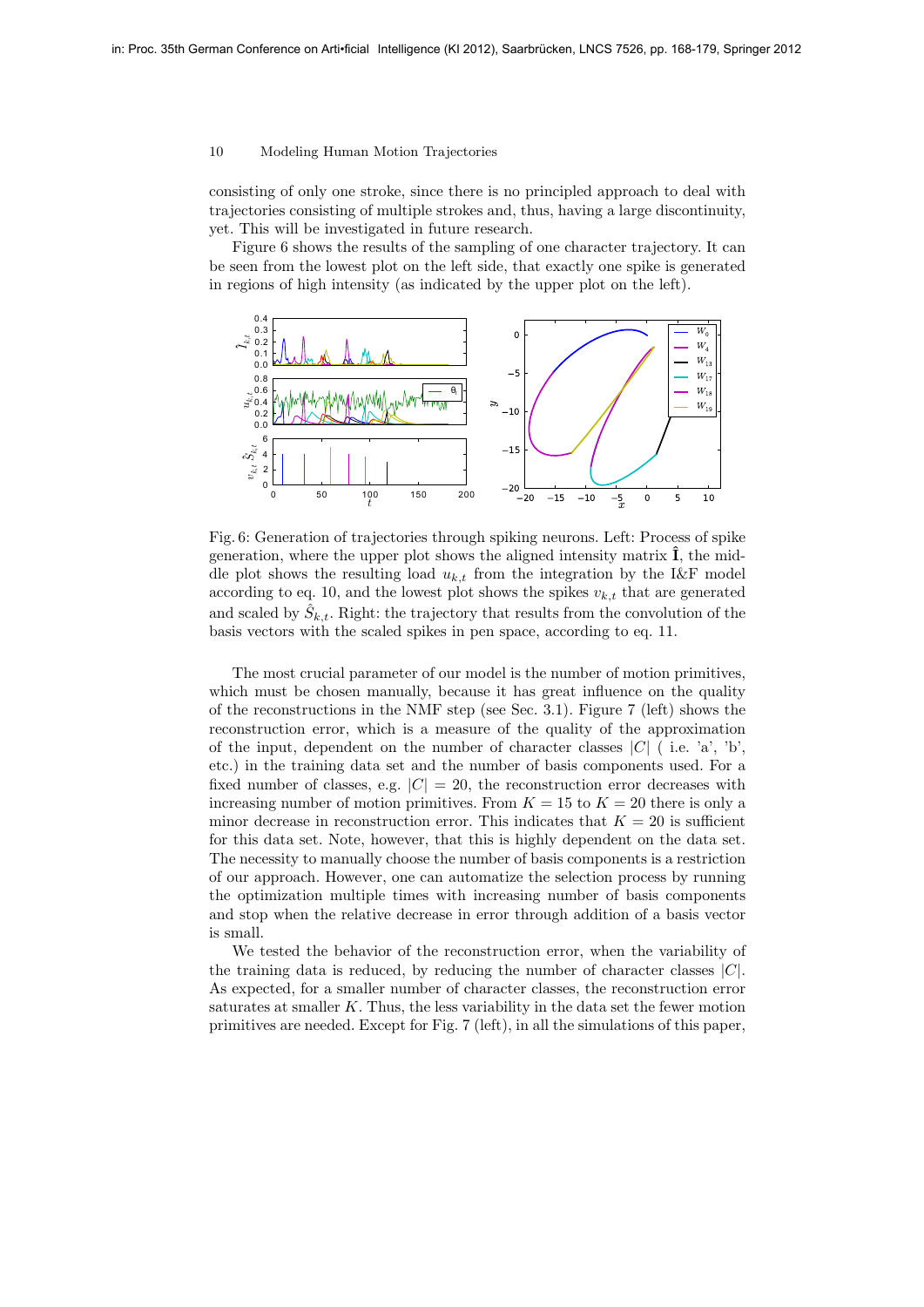consisting of only one stroke, since there is no principled approach to deal with trajectories consisting of multiple strokes and, thus, having a large discontinuity, yet. This will be investigated in future research.

Figure 6 shows the results of the sampling of one character trajectory. It can be seen from the lowest plot on the left side, that exactly one spike is generated in regions of high intensity (as indicated by the upper plot on the left).

Fig. 6: Generation of trajectories through spiking neurons. Left: Process of spike generation, where the upper plot shows the aligned intensity matrix $\hat{\mathbf{I}}$, the middle plot shows the resulting load $u_{k,t}$ from the integration by the I&F model according to eq. 10, and the lowest plot shows the spikes $v_{k,t}$ that are generated and scaled by $\hat{S}_{k,t}$. Right: the trajectory that results from the convolution of the basis vectors with the scaled spikes in pen space, according to eq. 11.

The most crucial parameter of our model is the number of motion primitives, which must be chosen manually, because it has great influence on the quality of the reconstructions in the NMF step (see Sec. 3.1). Figure 7 (left) shows the reconstruction error, which is a measure of the quality of the approximation of the input, dependent on the number of character classes $|C|$ ( i.e. 'a', 'b', etc.) in the training data set and the number of basis components used. For a fixed number of classes, e.g. $|C| = 20$, the reconstruction error decreases with increasing number of motion primitives. From $K = 15$ to $K = 20$ there is only a minor decrease in reconstruction error. This indicates that $K = 20$ is sufficient for this data set. Note, however, that this is highly dependent on the data set. The necessity to manually choose the number of basis components is a restriction of our approach. However, one can automatize the selection process by running the optimization multiple times with increasing number of basis components and stop when the relative decrease in error through addition of a basis vector is small.

We tested the behavior of the reconstruction error, when the variability of the training data is reduced, by reducing the number of character classes $|C|$. As expected, for a smaller number of character classes, the reconstruction error saturates at smaller $K$. Thus, the less variability in the data set the fewer motion primitives are needed. Except for Fig. 7 (left), in all the simulations of this paper,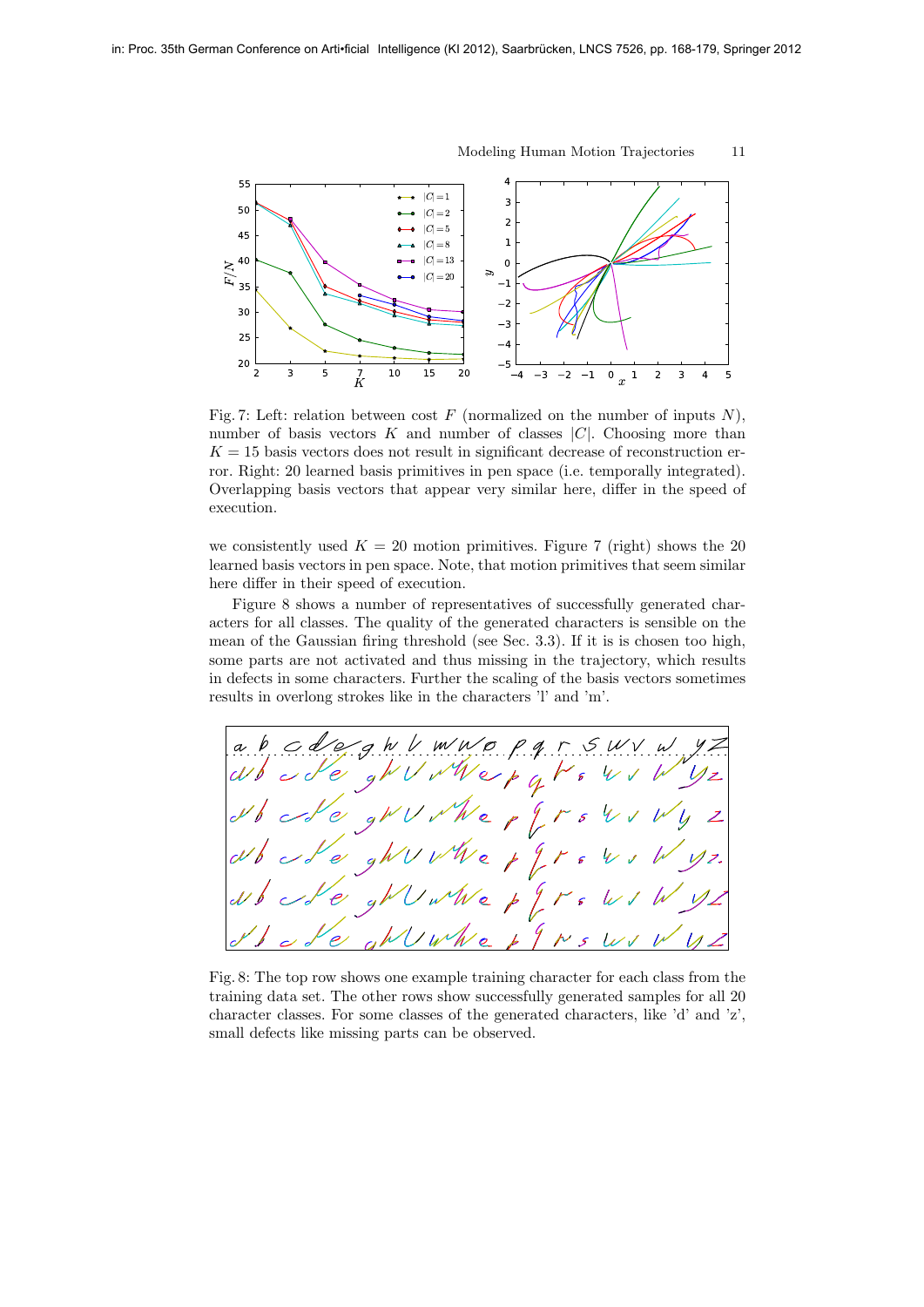Fig. 7: Left: relation between cost $F$ (normalized on the number of inputs $N$), number of basis vectors $K$ and number of classes $|C|$. Choosing more than $K = 15$ basis vectors does not result in significant decrease of reconstruction error. Right: 20 learned basis primitives in pen space (i.e. temporally integrated). Overlapping basis vectors that appear very similar here, differ in the speed of execution.

we consistently used $K = 20$ motion primitives. Figure 7 (right) shows the 20 learned basis vectors in pen space. Note, that motion primitives that seem similar here differ in their speed of execution.

Figure 8 shows a number of representatives of successfully generated characters for all classes. The quality of the generated characters is sensible on the mean of the Gaussian firing threshold (see Sec. 3.3). If it is is chosen too high, some parts are not activated and thus missing in the trajectory, which results in defects in some characters. Further the scaling of the basis vectors sometimes results in overlong strokes like in the characters 'l' and 'm'.

Fig. 8: The top row shows one example training character for each class from the training data set. The other rows show successfully generated samples for all 20 character classes. For some classes of the generated characters, like 'd' and 'z', small defects like missing parts can be observed.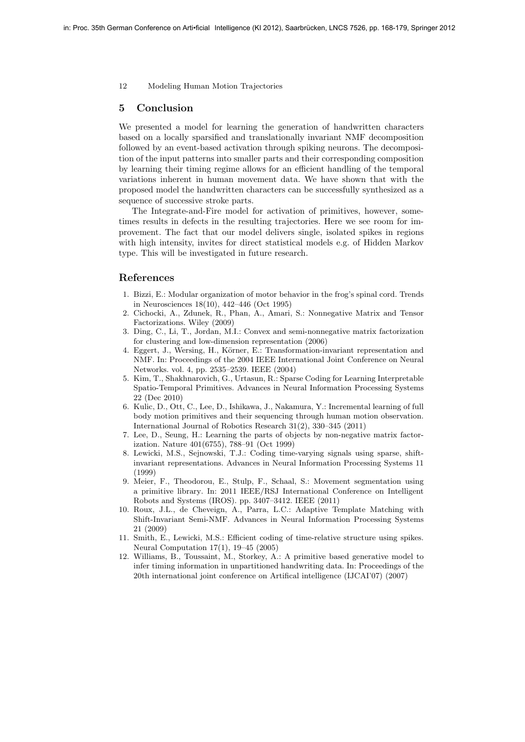## 5 Conclusion

We presented a model for learning the generation of handwritten characters based on a locally sparsified and translationally invariant NMF decomposition followed by an event-based activation through spiking neurons. The decomposition of the input patterns into smaller parts and their corresponding composition by learning their timing regime allows for an efficient handling of the temporal variations inherent in human movement data. We have shown that with the proposed model the handwritten characters can be successfully synthesized as a sequence of successive stroke parts.

The Integrate-and-Fire model for activation of primitives, however, sometimes results in defects in the resulting trajectories. Here we see room for improvement. The fact that our model delivers single, isolated spikes in regions with high intensity, invites for direct statistical models e.g. of Hidden Markov type. This will be investigated in future research.

## References

1. Bizzi, E.: Modular organization of motor behavior in the frog's spinal cord. Trends in Neurosciences 18(10), 442–446 (Oct 1995)
2. Cichocki, A., Zdunek, R., Phan, A., Amari, S.: Nonnegative Matrix and Tensor Factorizations. Wiley (2009)
3. Ding, C., Li, T., Jordan, M.I.: Convex and semi-nonnegative matrix factorization for clustering and low-dimension representation (2006)
4. Eggert, J., Wersing, H., Körner, E.: Transformation-invariant representation and NMF. In: Proceedings of the 2004 IEEE International Joint Conference on Neural Networks. vol. 4, pp. 2535–2539. IEEE (2004)
5. Kim, T., Shakhnarovich, G., Urtasun, R.: Sparse Coding for Learning Interpretable Spatio-Temporal Primitives. Advances in Neural Information Processing Systems 22 (Dec 2010)
6. Kulic, D., Ott, C., Lee, D., Ishikawa, J., Nakamura, Y.: Incremental learning of full body motion primitives and their sequencing through human motion observation. International Journal of Robotics Research 31(2), 330–345 (2011)
7. Lee, D., Seung, H.: Learning the parts of objects by non-negative matrix factorization. Nature 401(6755), 788–91 (Oct 1999)
8. Lewicki, M.S., Sejnowski, T.J.: Coding time-varying signals using sparse, shift-invariant representations. Advances in Neural Information Processing Systems 11 (1999)
9. Meier, F., Theodorou, E., Stulp, F., Schaal, S.: Movement segmentation using a primitive library. In: 2011 IEEE/RSJ International Conference on Intelligent Robots and Systems (IROS). pp. 3407–3412. IEEE (2011)
10. Roux, J.L., de Cheveign, A., Parra, L.C.: Adaptive Template Matching with Shift-Invariant Semi-NMF. Advances in Neural Information Processing Systems 21 (2009)
11. Smith, E., Lewicki, M.S.: Efficient coding of time-relative structure using spikes. Neural Computation 17(1), 19–45 (2005)
12. Williams, B., Toussaint, M., Storkey, A.: A primitive based generative model to infer timing information in unpartitioned handwriting data. In: Proceedings of the 20th international joint conference on Artifical intelligence (IJCAI'07) (2007)